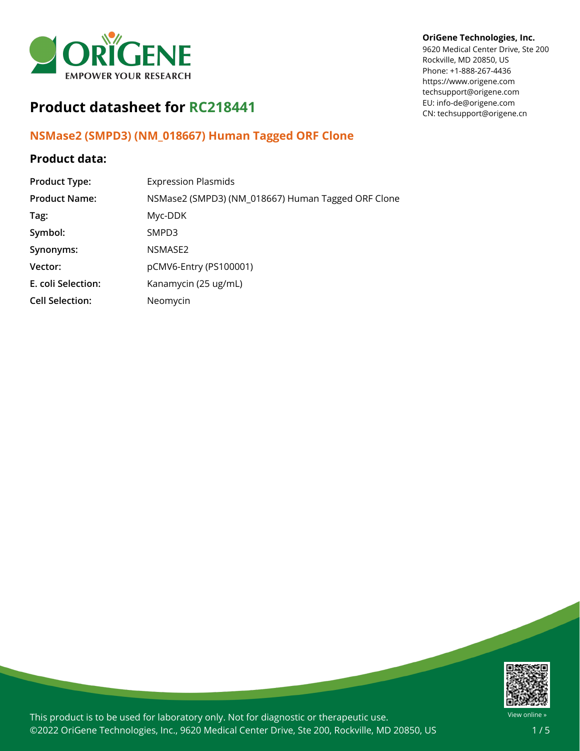**OriGene Technologies, Inc.**
9620 Medical Center Drive, Ste 200
Rockville, MD 20850, US
Phone: +1-888-267-4436
https://www.origene.com
techsupport@origene.com
EU: info-de@origene.com
CN: techsupport@origene.cn

# Product datasheet for RC218441

## NSMase2 (SMPD3) (NM_018667) Human Tagged ORF Clone

### Product data:

| | |
|---|---|
| **Product Type:** | Expression Plasmids |
| **Product Name:** | NSMase2 (SMPD3) (NM_018667) Human Tagged ORF Clone |
| **Tag:** | Myc-DDK |
| **Symbol:** | SMPD3 |
| **Synonyms:** | NSMASE2 |
| **Vector:** | pCMV6-Entry (PS100001) |
| **E. coli Selection:** | Kanamycin (25 ug/mL) |
| **Cell Selection:** | Neomycin |

This product is to be used for laboratory only. Not for diagnostic or therapeutic use.
©2022 OriGene Technologies, Inc., 9620 Medical Center Drive, Ste 200, Rockville, MD 20850, US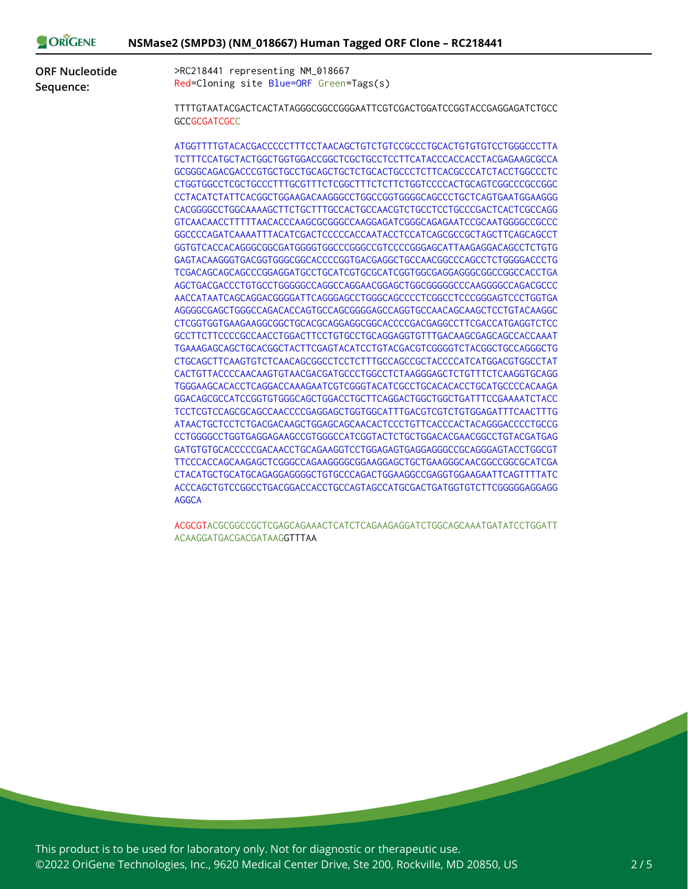**ORF Nucleotide Sequence:**

```
>RC218441 representing NM_018667
Red=Cloning site Blue=ORF Green=Tags(s)

TTTTGTAATACGACTCACTATAGGGCGGCCGGGAATTCGTCGACTGGATCCGGTACCGAGGAGATCTGCC
GCCGCGATCGCC

ATGGTTTTGTACACGACCCCCTTTCCTAACAGCTGTCTGTCCGCCCTGCACTGTGTGTCCTGGGCCCTTA
TCTTTCCATGCTACTGGCTGGTGGACCGGCTCGCTGCCTCCTTCATACCCACCACCTACGAGAAGCGCCA
GCGGGCAGACGACCCGTGCTGCCTGCAGCTGCTCTGCACTGCCCTCTTCACGCCCATCTACCTGGCCCTC
CTGGTGGCCTCGCTGCCCTTTGCGTTTCTCGGCTTTCTCTTCTGGTCCCCACTGCAGTCGGCCCGCCGGC
CCTACATCTATTCACGGCTGGAAGACAAGGGCCTGGCCGGTGGGGCAGCCCTGCTCAGTGAATGGAAGGG
CACGGGGCCTGGCAAAAGCTTCTGCTTTGCCACTGCCAACGTCTGCCTCCTGCCCGACTCACTCGCCAGG
GTCAACAACCTTTTTAACACCCAAGCGCGGGCCAAGGAGATCGGGCAGAGAATCCGCAATGGGGCCGCCC
GGCCCCAGATCAAAATTTACATCGACTCCCCCACCAATACCTCCATCAGCGCCGCTAGCTTCAGCAGCCT
GGTGTCACCACAGGGCGGCGATGGGGTGGCCCGGGCCGTCCCCGGGAGCATTAAGAGGACAGCCTCTGTG
GAGTACAAGGGTGACGGTGGGCGGCACCCCGGTGACGAGGCTGCCAACGGCCCAGCCTCTGGGGACCCTG
TCGACAGCAGCAGCCCGGAGGATGCCTGCATCGTGCGCATCGGTGGCGAGGAGGGCGGCCGGCCACCTGA
AGCTGACGACCCTGTGCCTGGGGGCCAGGCCAGGAACGGAGCTGGCGGGGGCCCAAGGGGCCAGACGCCC
AACCATAATCAGCAGGACGGGGATTCAGGGAGCCTGGGCAGCCCCTCGGCCTCCCGGGAGTCCCTGGTGA
AGGGGCGAGCTGGGCCAGACACCAGTGCCAGCGGGGAGCCAGGTGCCAACAGCAAGCTCCTGTACAAGGC
CTCGGTGGTGAAGAAGGCGGCTGCACGCAGGAGGCGGCACCCCGACGAGGCCTTCGACCATGAGGTCTCC
GCCTTCTTCCCCGCCAACCTGGACTTCCTGTGCCTGCAGGAGGTGTTTGACAAGCGAGCAGCCACCAAAT
TGAAAGAGCAGCTGCACGGCTACTTCGAGTACATCCTGTACGACGTCGGGGTCTACGGCTGCCAGGGCTG
CTGCAGCTTCAAGTGTCTCAACAGCGGCCTCCTCTTTGCCAGCCGCTACCCCATCATGGACGTGGCCTAT
CACTGTTACCCCAACAAGTGTAACGACGATGCCCTGGCCTCTAAGGGAGCTCTGTTTCTCAAGGTGCAGG
TGGGAAGCACACCTCAGGACCAAAGAATCGTCGGGTACATCGCCTGCACACACCTGCATGCCCCACAAGA
GGACAGCGCCATCCGGTGTGGGCAGCTGGACCTGCTTCAGGACTGGCTGGCTGATTTCCGAAAATCTACC
TCCTCGTCCAGCGCAGCCAACCCCGAGGAGCTGGTGGCATTTGACGTCGTCTGTGGAGATTTCAACTTTG
ATAACTGCTCCTCTGACGACAAGCTGGAGCAGCAACACTCCCTGTTCACCCACTACAGGGACCCCTGCCG
CCTGGGGCCTGGTGAGGAGAAGCCGTGGGCCATCGGTACTCTGCTGGACACGAACGGCCTGTACGATGAG
GATGTGTGCACCCCCGACAACCTGCAGAAGGTCCTGGAGAGTGAGGAGGGCCGCAGGGAGTACCTGGCGT
TTCCCACCAGCAAGAGCTCGGGCCAGAAGGGGCGGAAGGAGCTGCTGAAGGGCAACGGCCGGCGCATCGA
CTACATGCTGCATGCAGAGGAGGGGCTGTGCCCAGACTGGAAGGCCGAGGTGGAAGAATTCAGTTTTATC
ACCCAGCTGTCCGGCCTGACGGACCACCTGCCAGTAGCCATGCGACTGATGGTGTCTTCGGGGGAGGAGG
AGGCA

ACGCGTACGCGGCCGCTCGAGCAGAAACTCATCTCAGAAGAGGATCTGGCAGCAAATGATATCCTGGATT
ACAAGGATGACGACGATAAGGTTTAA
```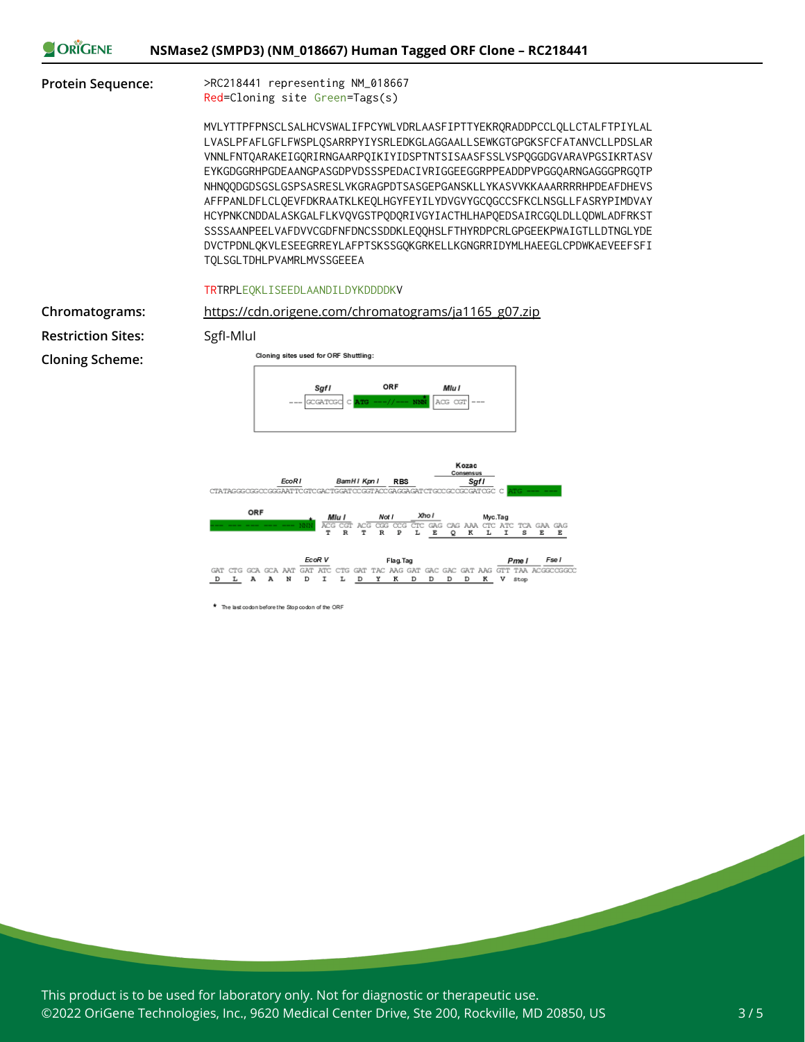**Protein Sequence:**

```
>RC218441 representing NM_018667
Red=Cloning site Green=Tags(s)

MVLYTTPFPNSCLSALHCVSWALIFPCYWLVDRLAASFIPTTYEKRQRADDPCCLQLLCTALFTPIYLAL
LVASLPFAFLGFLFWSPLQSARRPYIYSRLEDKGLAGGAALLSEWKGTGPGKSFCFATANVCLLPDSLAR
VNNLFNTQARAKEIGQRIRNGAARPQIKIYIDSPTNTSISAASFSSLVSPQGGDGVARAVPGSIKRTASV
EYKGDGGRHPGDEAANGPASGDPVDSSSPEDACIVRIGGEEGGRPPEADDPVPGGQARNGAGGGPRGQTP
NHNQQDGDSGSLGSPSASRESLVKGRAGPDTSASGEPGANSKLLYKASVVKKAAARRRRHPDEAFDHEVS
AFFPANLDFLCLQEVFDKRAATKLKEQLHGYFEYILYDVGVYGCQGCCSFKCLNSGLLFASRYPIMDVAY
HCYPNKCNDDALASKGALFLKVQVGSTPQDQRIVGYIACTHLHAPQEDSAIRCGQLDLLQDWLADFRKST
SSSSAANPEELVAFDVVCGDFNFDNCSSDDKLEQQHSLFTHYRDPCRLGPGEEKPWAIGTLLDTNGLYDE
DVCTPDNLQKVLESEEGRREYLAFPTSKSSGQKGRKELLKGNGRRIDYMLHAEEGLCPDWKAEVEEFSFI
TQLSGLTDHLPVAMRLMVSSGEEEA

TRTRPLEQKLISEEDLAANDILDYKDDDDKV
```

**Chromatograms:** https://cdn.origene.com/chromatograms/ja1165_g07.zip

**Restriction Sites:** SgfI-MluI

**Cloning Scheme:**

Cloning sites used for ORF Shuttling:

```
--- GCGATCGC C ATG ---//--- NNN ACG CGT ---
      SgfI          ORF          MluI
```

```
                                                                Kozac
          EcoR I            BamH I Kpn I    RBS               Consensus SgfI
CTATAGGGCGGCCGGGAATTCGTCGACTGGATCCGGTACCGAGGAGATCTGCCGCCGCGATCGC C ATG --- ---

     ORF                MluI    Not I    Xho I              Myc.Tag
--- --- --- --- --- NNN ACG CGT ACG CGG CCG CTC GAG CAG AAA CTC ATC TCA GAA GAG
                         T   R   T   R   P   L   E   Q   K   L   I   S   E   E

                    EcoR V              Flag.Tag                  Pme I    Fse I
GAT CTG GCA GCA AAT GAT ATC CTG GAT TAC AAG GAT GAC GAC GAT AAG GTT TAA ACGGCCGGCC
 D   L   A   A   N   D   I   L   D   Y   K   D   D   D   D   K   V  Stop
```

* The last codon before the Stop codon of the ORF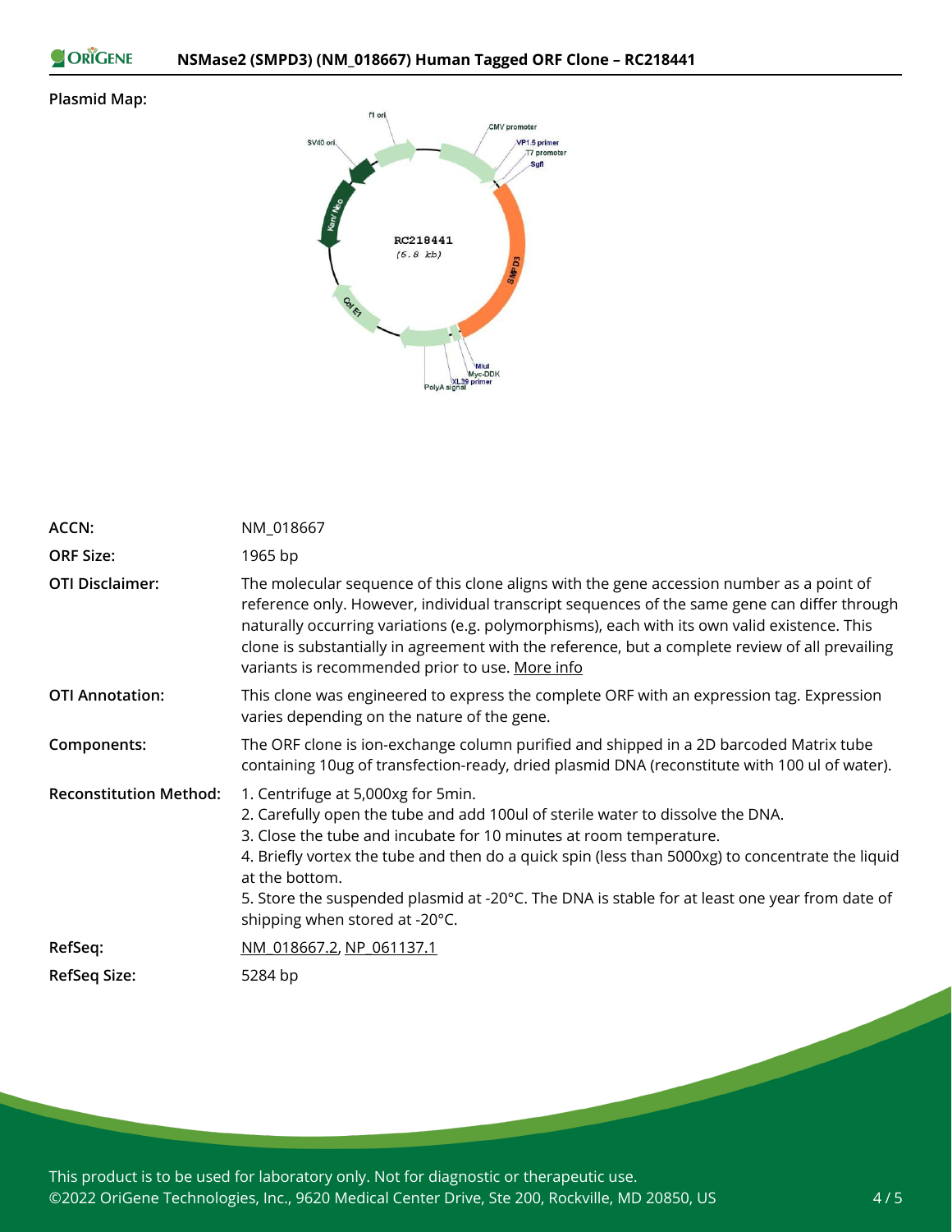**Plasmid Map:**

| | |
|---|---|
| **ACCN:** | NM_018667 |
| **ORF Size:** | 1965 bp |
| **OTI Disclaimer:** | The molecular sequence of this clone aligns with the gene accession number as a point of reference only. However, individual transcript sequences of the same gene can differ through naturally occurring variations (e.g. polymorphisms), each with its own valid existence. This clone is substantially in agreement with the reference, but a complete review of all prevailing variants is recommended prior to use. More info |
| **OTI Annotation:** | This clone was engineered to express the complete ORF with an expression tag. Expression varies depending on the nature of the gene. |
| **Components:** | The ORF clone is ion-exchange column purified and shipped in a 2D barcoded Matrix tube containing 10ug of transfection-ready, dried plasmid DNA (reconstitute with 100 ul of water). |
| **Reconstitution Method:** | 1. Centrifuge at 5,000xg for 5min.<br>2. Carefully open the tube and add 100ul of sterile water to dissolve the DNA.<br>3. Close the tube and incubate for 10 minutes at room temperature.<br>4. Briefly vortex the tube and then do a quick spin (less than 5000xg) to concentrate the liquid at the bottom.<br>5. Store the suspended plasmid at -20°C. The DNA is stable for at least one year from date of shipping when stored at -20°C. |
| **RefSeq:** | NM_018667.2, NP_061137.1 |
| **RefSeq Size:** | 5284 bp |

This product is to be used for laboratory only. Not for diagnostic or therapeutic use.
©2022 OriGene Technologies, Inc., 9620 Medical Center Drive, Ste 200, Rockville, MD 20850, US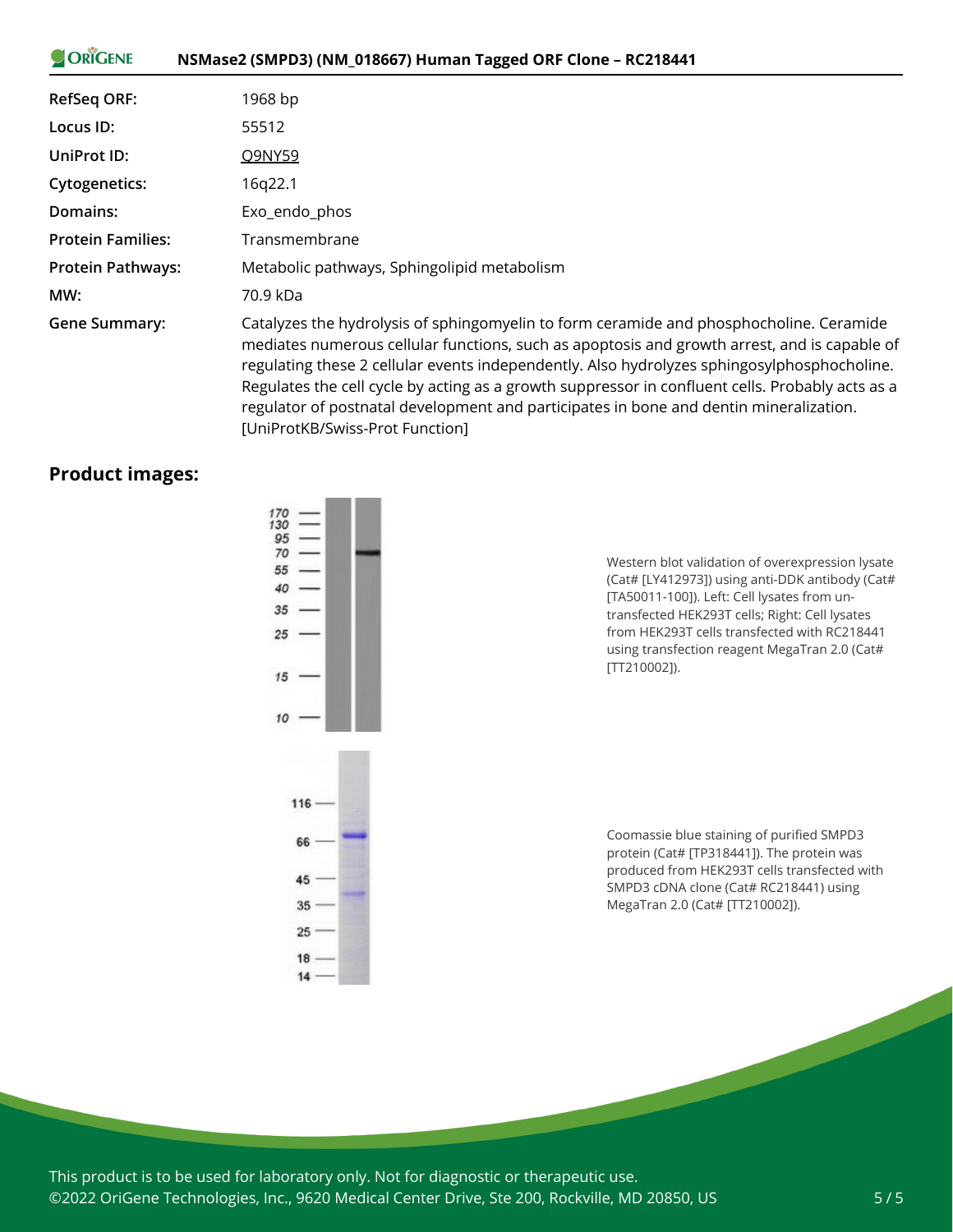| | |
|---|---|
| **RefSeq ORF:** | 1968 bp |
| **Locus ID:** | 55512 |
| **UniProt ID:** | Q9NY59 |
| **Cytogenetics:** | 16q22.1 |
| **Domains:** | Exo_endo_phos |
| **Protein Families:** | Transmembrane |
| **Protein Pathways:** | Metabolic pathways, Sphingolipid metabolism |
| **MW:** | 70.9 kDa |
| **Gene Summary:** | Catalyzes the hydrolysis of sphingomyelin to form ceramide and phosphocholine. Ceramide mediates numerous cellular functions, such as apoptosis and growth arrest, and is capable of regulating these 2 cellular events independently. Also hydrolyzes sphingosylphosphocholine. Regulates the cell cycle by acting as a growth suppressor in confluent cells. Probably acts as a regulator of postnatal development and participates in bone and dentin mineralization. [UniProtKB/Swiss-Prot Function] |

## Product images:

170
130
95
70
55
40
35
25
15
10

Western blot validation of overexpression lysate (Cat# [LY412973]) using anti-DDK antibody (Cat# [TA50011-100]). Left: Cell lysates from un-transfected HEK293T cells; Right: Cell lysates from HEK293T cells transfected with RC218441 using transfection reagent MegaTran 2.0 (Cat# [TT210002]).

116
66
45
35
25
18
14

Coomassie blue staining of purified SMPD3 protein (Cat# [TP318441]). The protein was produced from HEK293T cells transfected with SMPD3 cDNA clone (Cat# RC218441) using MegaTran 2.0 (Cat# [TT210002]).